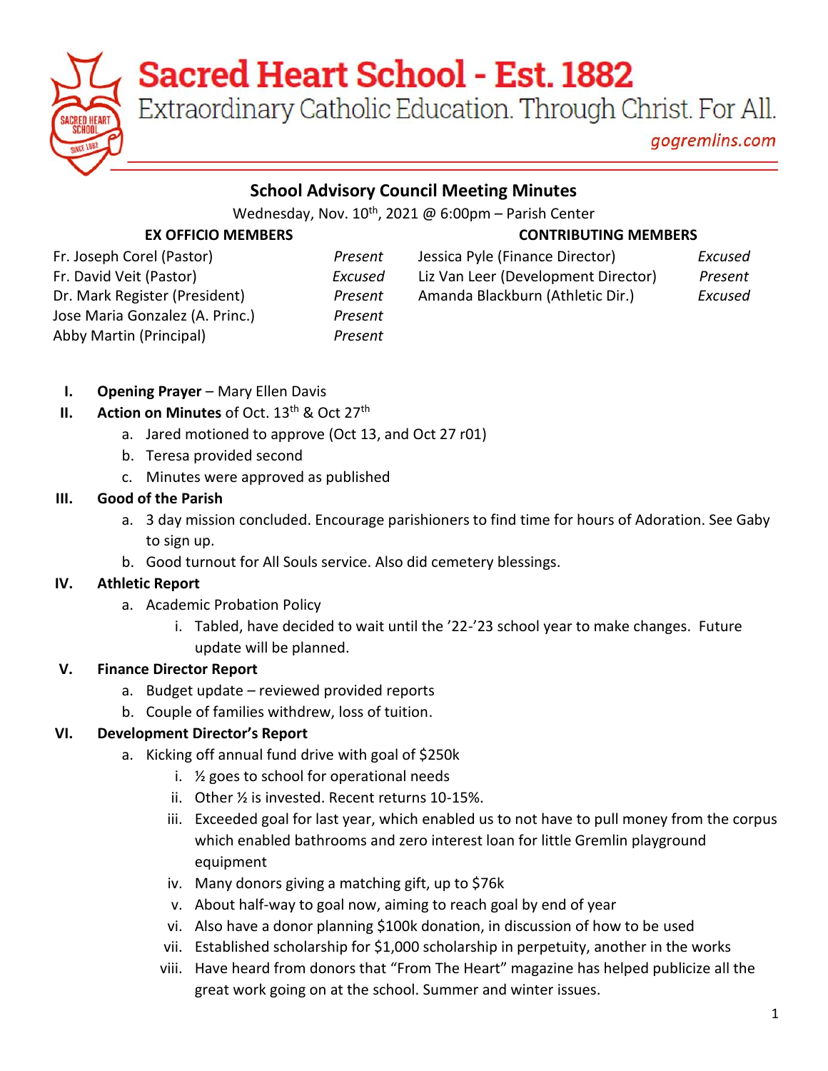# Sacred Heart School - Est. 1882

Extraordinary Catholic Education. Through Christ. For All.

gogremlins.com

## School Advisory Council Meeting Minutes

Wednesday, Nov. 10th, 2021 @ 6:00pm – Parish Center

| EX OFFICIO MEMBERS | | CONTRIBUTING MEMBERS | |
|---|---|---|---|
| Fr. Joseph Corel (Pastor) | *Present* | Jessica Pyle (Finance Director) | *Excused* |
| Fr. David Veit (Pastor) | *Excused* | Liz Van Leer (Development Director) | *Present* |
| Dr. Mark Register (President) | *Present* | Amanda Blackburn (Athletic Dir.) | *Excused* |
| Jose Maria Gonzalez (A. Princ.) | *Present* | | |
| Abby Martin (Principal) | *Present* | | |

I. **Opening Prayer** – Mary Ellen Davis

II. **Action on Minutes** of Oct. 13th & Oct 27th
   a. Jared motioned to approve (Oct 13, and Oct 27 r01)
   b. Teresa provided second
   c. Minutes were approved as published

III. **Good of the Parish**
   a. 3 day mission concluded. Encourage parishioners to find time for hours of Adoration. See Gaby to sign up.
   b. Good turnout for All Souls service. Also did cemetery blessings.

IV. **Athletic Report**
   a. Academic Probation Policy
      i. Tabled, have decided to wait until the '22-'23 school year to make changes. Future update will be planned.

V. **Finance Director Report**
   a. Budget update – reviewed provided reports
   b. Couple of families withdrew, loss of tuition.

VI. **Development Director's Report**
   a. Kicking off annual fund drive with goal of $250k
      i. ½ goes to school for operational needs
      ii. Other ½ is invested. Recent returns 10-15%.
      iii. Exceeded goal for last year, which enabled us to not have to pull money from the corpus which enabled bathrooms and zero interest loan for little Gremlin playground equipment
      iv. Many donors giving a matching gift, up to $76k
      v. About half-way to goal now, aiming to reach goal by end of year
      vi. Also have a donor planning $100k donation, in discussion of how to be used
      vii. Established scholarship for $1,000 scholarship in perpetuity, another in the works
      viii. Have heard from donors that "From The Heart" magazine has helped publicize all the great work going on at the school. Summer and winter issues.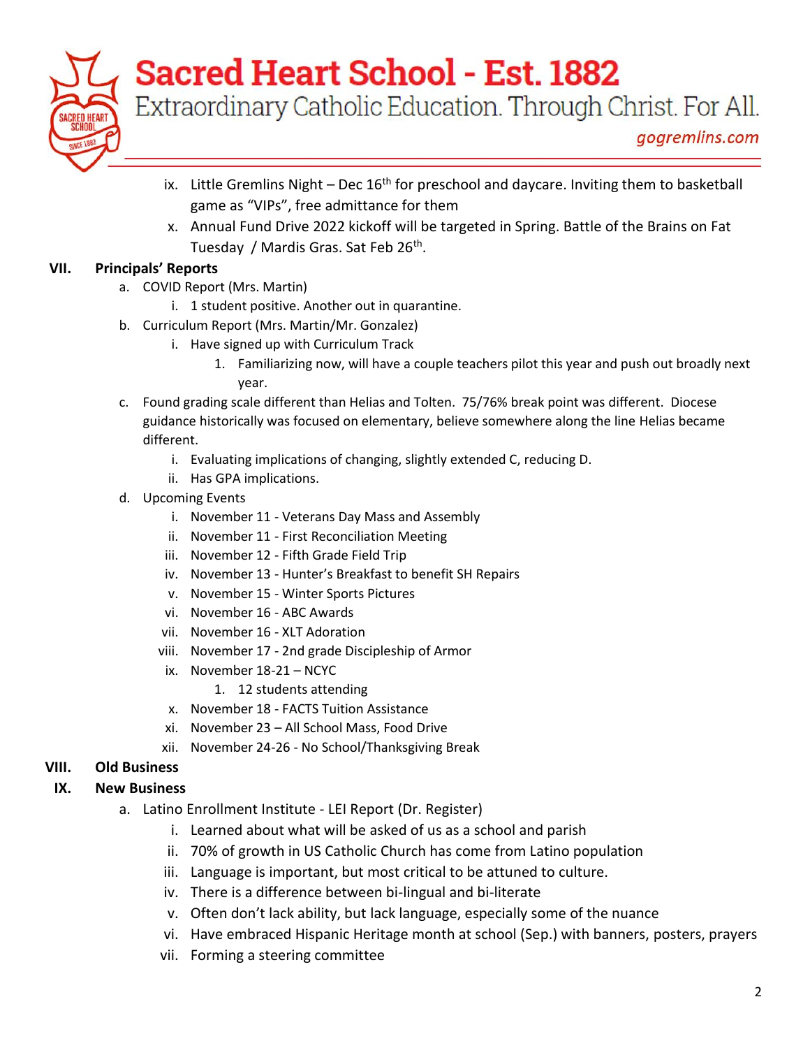ix. Little Gremlins Night – Dec 16th for preschool and daycare. Inviting them to basketball game as "VIPs", free admittance for them

x. Annual Fund Drive 2022 kickoff will be targeted in Spring. Battle of the Brains on Fat Tuesday / Mardis Gras. Sat Feb 26th.

**VII. Principals' Reports**

a. COVID Report (Mrs. Martin)
   - i. 1 student positive. Another out in quarantine.

b. Curriculum Report (Mrs. Martin/Mr. Gonzalez)
   - i. Have signed up with Curriculum Track
     1. Familiarizing now, will have a couple teachers pilot this year and push out broadly next year.

c. Found grading scale different than Helias and Tolten. 75/76% break point was different. Diocese guidance historically was focused on elementary, believe somewhere along the line Helias became different.
   - i. Evaluating implications of changing, slightly extended C, reducing D.
   - ii. Has GPA implications.

d. Upcoming Events
   - i. November 11 - Veterans Day Mass and Assembly
   - ii. November 11 - First Reconciliation Meeting
   - iii. November 12 - Fifth Grade Field Trip
   - iv. November 13 - Hunter's Breakfast to benefit SH Repairs
   - v. November 15 - Winter Sports Pictures
   - vi. November 16 - ABC Awards
   - vii. November 16 - XLT Adoration
   - viii. November 17 - 2nd grade Discipleship of Armor
   - ix. November 18-21 – NCYC
     1. 12 students attending
   - x. November 18 - FACTS Tuition Assistance
   - xi. November 23 – All School Mass, Food Drive
   - xii. November 24-26 - No School/Thanksgiving Break

**VIII. Old Business**

**IX. New Business**

a. Latino Enrollment Institute - LEI Report (Dr. Register)
   - i. Learned about what will be asked of us as a school and parish
   - ii. 70% of growth in US Catholic Church has come from Latino population
   - iii. Language is important, but most critical to be attuned to culture.
   - iv. There is a difference between bi-lingual and bi-literate
   - v. Often don't lack ability, but lack language, especially some of the nuance
   - vi. Have embraced Hispanic Heritage month at school (Sep.) with banners, posters, prayers
   - vii. Forming a steering committee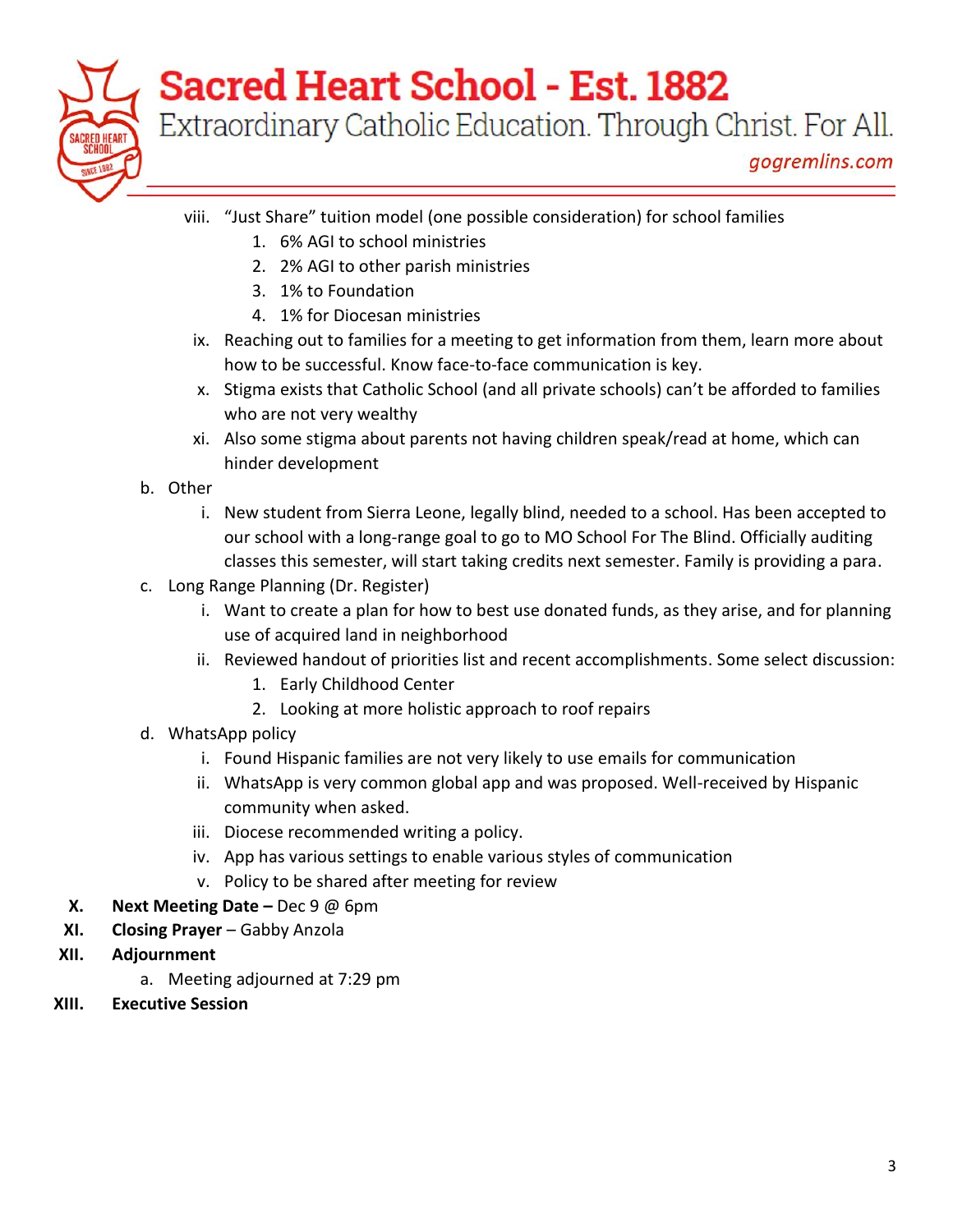viii. "Just Share" tuition model (one possible consideration) for school families
    1. 6% AGI to school ministries
    2. 2% AGI to other parish ministries
    3. 1% to Foundation
    4. 1% for Diocesan ministries

ix. Reaching out to families for a meeting to get information from them, learn more about how to be successful. Know face-to-face communication is key.

x. Stigma exists that Catholic School (and all private schools) can't be afforded to families who are not very wealthy

xi. Also some stigma about parents not having children speak/read at home, which can hinder development

b. Other
    i. New student from Sierra Leone, legally blind, needed to a school. Has been accepted to our school with a long-range goal to go to MO School For The Blind. Officially auditing classes this semester, will start taking credits next semester. Family is providing a para.

c. Long Range Planning (Dr. Register)
    i. Want to create a plan for how to best use donated funds, as they arise, and for planning use of acquired land in neighborhood
    ii. Reviewed handout of priorities list and recent accomplishments. Some select discussion:
        1. Early Childhood Center
        2. Looking at more holistic approach to roof repairs

d. WhatsApp policy
    i. Found Hispanic families are not very likely to use emails for communication
    ii. WhatsApp is very common global app and was proposed. Well-received by Hispanic community when asked.
    iii. Diocese recommended writing a policy.
    iv. App has various settings to enable various styles of communication
    v. Policy to be shared after meeting for review

X. **Next Meeting Date –** Dec 9 @ 6pm

XI. **Closing Prayer** – Gabby Anzola

XII. **Adjournment**
    a. Meeting adjourned at 7:29 pm

XIII. **Executive Session**